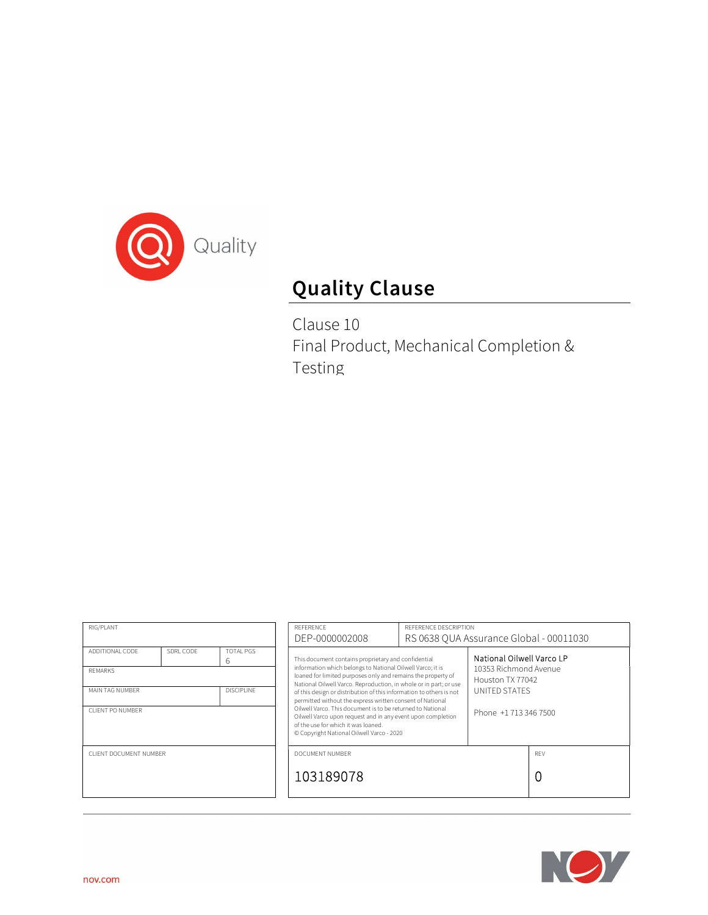Quality

# Quality Clause

Clause 10
Final Product, Mechanical Completion & Testing

| RIG/PLANT | | |
| --- | --- | --- |
| ADDITIONAL CODE | SDRL CODE | TOTAL PGS 6 |
| REMARKS | | |
| MAIN TAG NUMBER | | DISCIPLINE |
| CLIENT PO NUMBER | | |
| CLIENT DOCUMENT NUMBER | | |

| REFERENCE | REFERENCE DESCRIPTION |
| --- | --- |
| DEP-0000002008 | RS 0638 QUA Assurance Global - 00011030 |

This document contains proprietary and confidential information which belongs to National Oilwell Varco; it is loaned for limited purposes only and remains the property of National Oilwell Varco. Reproduction, in whole or in part; or use of this design or distribution of this information to others is not permitted without the express written consent of National Oilwell Varco. This document is to be returned to National Oilwell Varco upon request and in any event upon completion of the use for which it was loaned.
© Copyright National Oilwell Varco - 2020

National Oilwell Varco LP
10353 Richmond Avenue
Houston TX 77042
UNITED STATES

Phone +1 713 346 7500

| DOCUMENT NUMBER | REV |
| --- | --- |
| 103189078 | 0 |

nov.com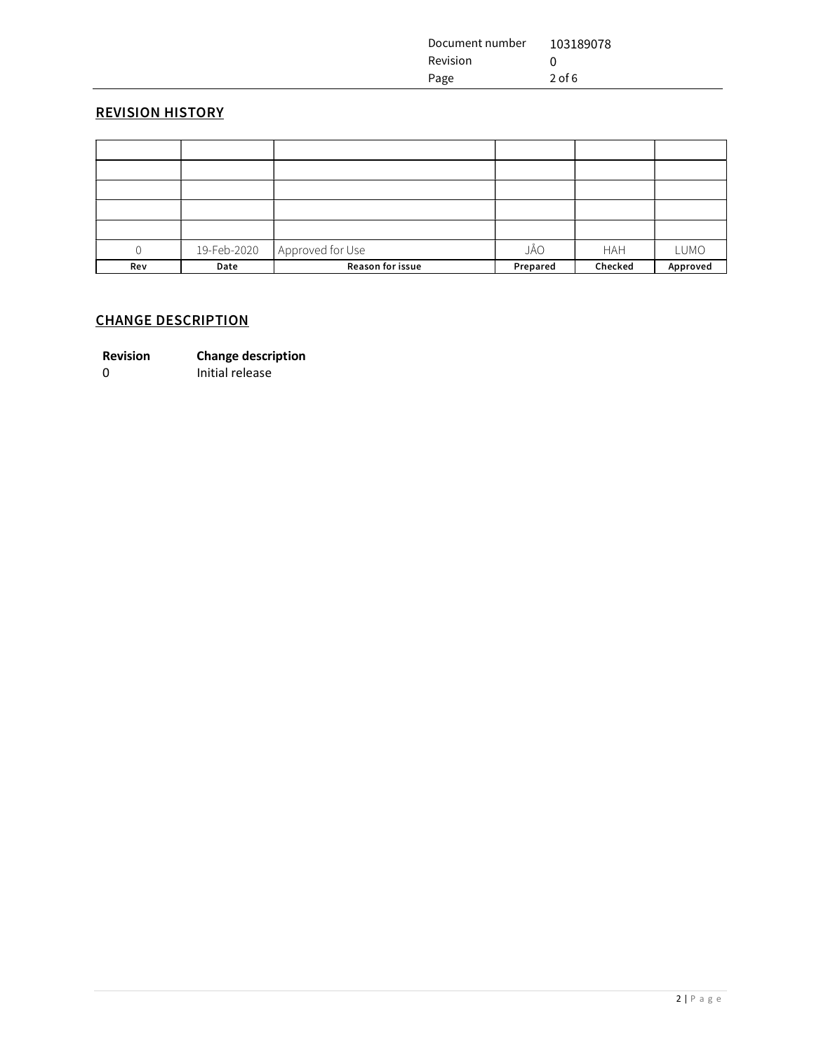## REVISION HISTORY

| Rev | Date | Reason for issue | Prepared | Checked | Approved |
|---|---|---|---|---|---|
| | | | | | |
| | | | | | |
| | | | | | |
| | | | | | |
| | | | | | |
| 0 | 19-Feb-2020 | Approved for Use | JÅO | HAH | LUMO |

## CHANGE DESCRIPTION

| Revision | Change description |
|---|---|
| 0 | Initial release |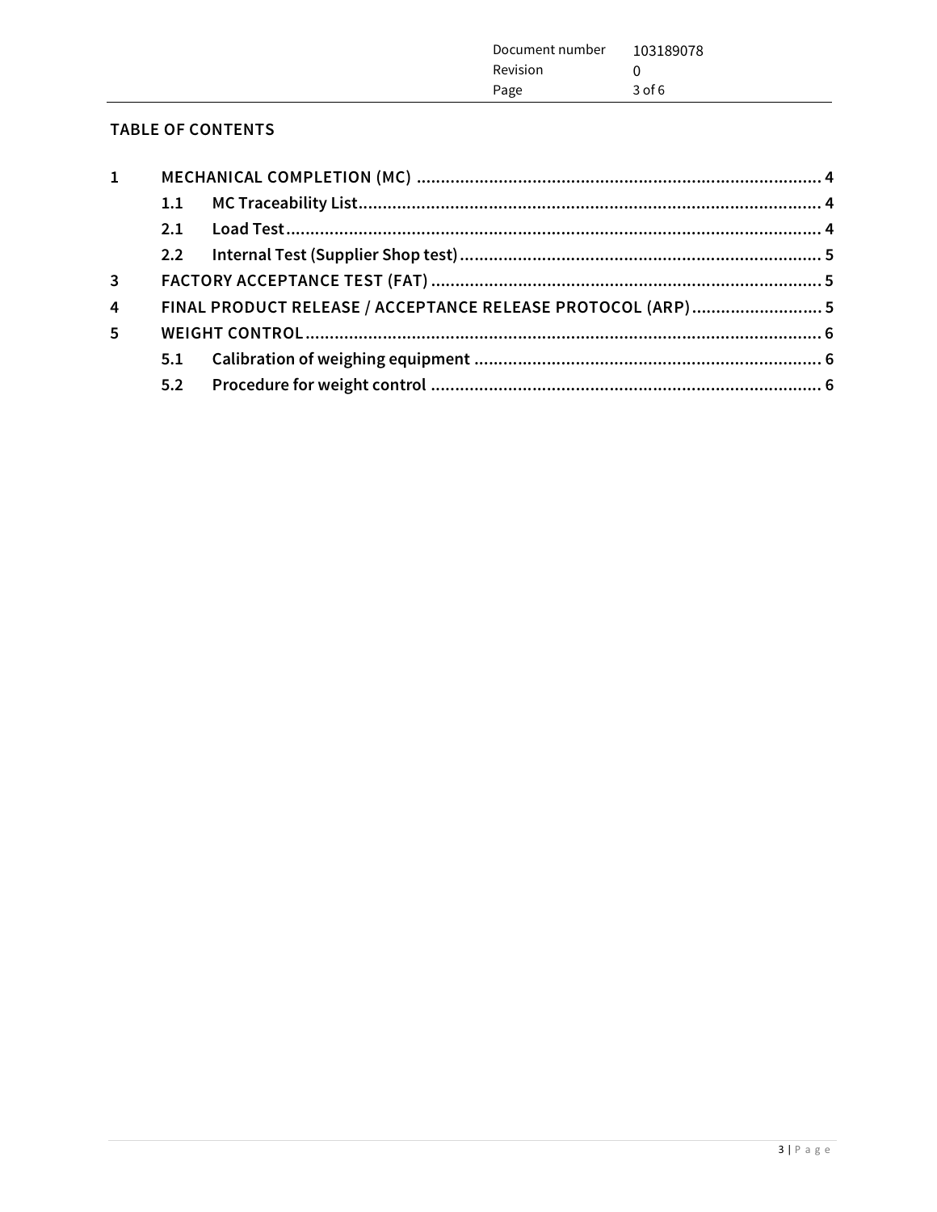## TABLE OF CONTENTS

| | | | |
|---|---|---|---|
| 1 | | MECHANICAL COMPLETION (MC) | 4 |
| | 1.1 | MC Traceability List | 4 |
| | 2.1 | Load Test | 4 |
| | 2.2 | Internal Test (Supplier Shop test) | 5 |
| 3 | | FACTORY ACCEPTANCE TEST (FAT) | 5 |
| 4 | | FINAL PRODUCT RELEASE / ACCEPTANCE RELEASE PROTOCOL (ARP) | 5 |
| 5 | | WEIGHT CONTROL | 6 |
| | 5.1 | Calibration of weighing equipment | 6 |
| | 5.2 | Procedure for weight control | 6 |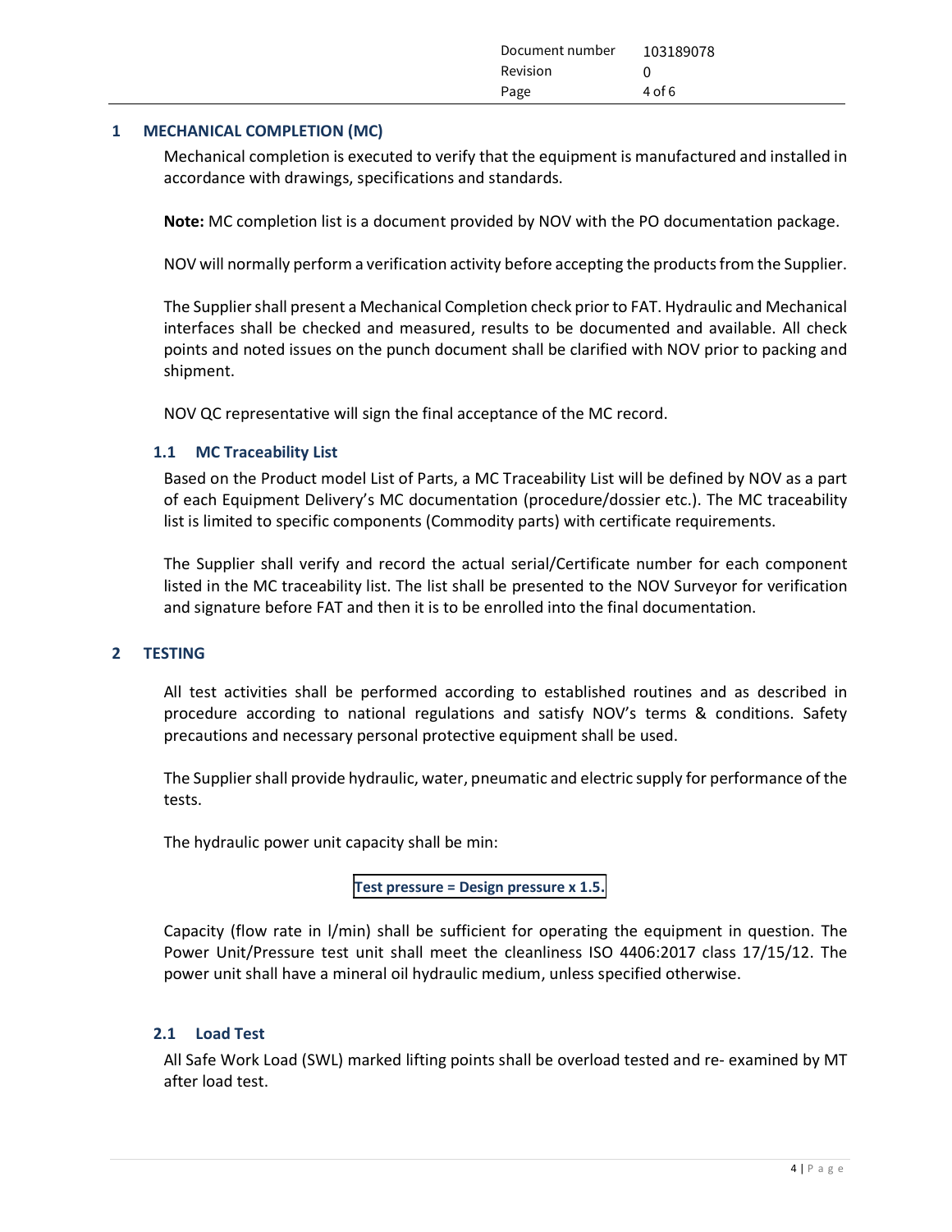# 1 MECHANICAL COMPLETION (MC)

Mechanical completion is executed to verify that the equipment is manufactured and installed in accordance with drawings, specifications and standards.

**Note:** MC completion list is a document provided by NOV with the PO documentation package.

NOV will normally perform a verification activity before accepting the products from the Supplier.

The Supplier shall present a Mechanical Completion check prior to FAT. Hydraulic and Mechanical interfaces shall be checked and measured, results to be documented and available. All check points and noted issues on the punch document shall be clarified with NOV prior to packing and shipment.

NOV QC representative will sign the final acceptance of the MC record.

## 1.1 MC Traceability List

Based on the Product model List of Parts, a MC Traceability List will be defined by NOV as a part of each Equipment Delivery's MC documentation (procedure/dossier etc.). The MC traceability list is limited to specific components (Commodity parts) with certificate requirements.

The Supplier shall verify and record the actual serial/Certificate number for each component listed in the MC traceability list. The list shall be presented to the NOV Surveyor for verification and signature before FAT and then it is to be enrolled into the final documentation.

# 2 TESTING

All test activities shall be performed according to established routines and as described in procedure according to national regulations and satisfy NOV's terms & conditions. Safety precautions and necessary personal protective equipment shall be used.

The Supplier shall provide hydraulic, water, pneumatic and electric supply for performance of the tests.

The hydraulic power unit capacity shall be min:

**Test pressure = Design pressure x 1.5.**

Capacity (flow rate in l/min) shall be sufficient for operating the equipment in question. The Power Unit/Pressure test unit shall meet the cleanliness ISO 4406:2017 class 17/15/12. The power unit shall have a mineral oil hydraulic medium, unless specified otherwise.

## 2.1 Load Test

All Safe Work Load (SWL) marked lifting points shall be overload tested and re- examined by MT after load test.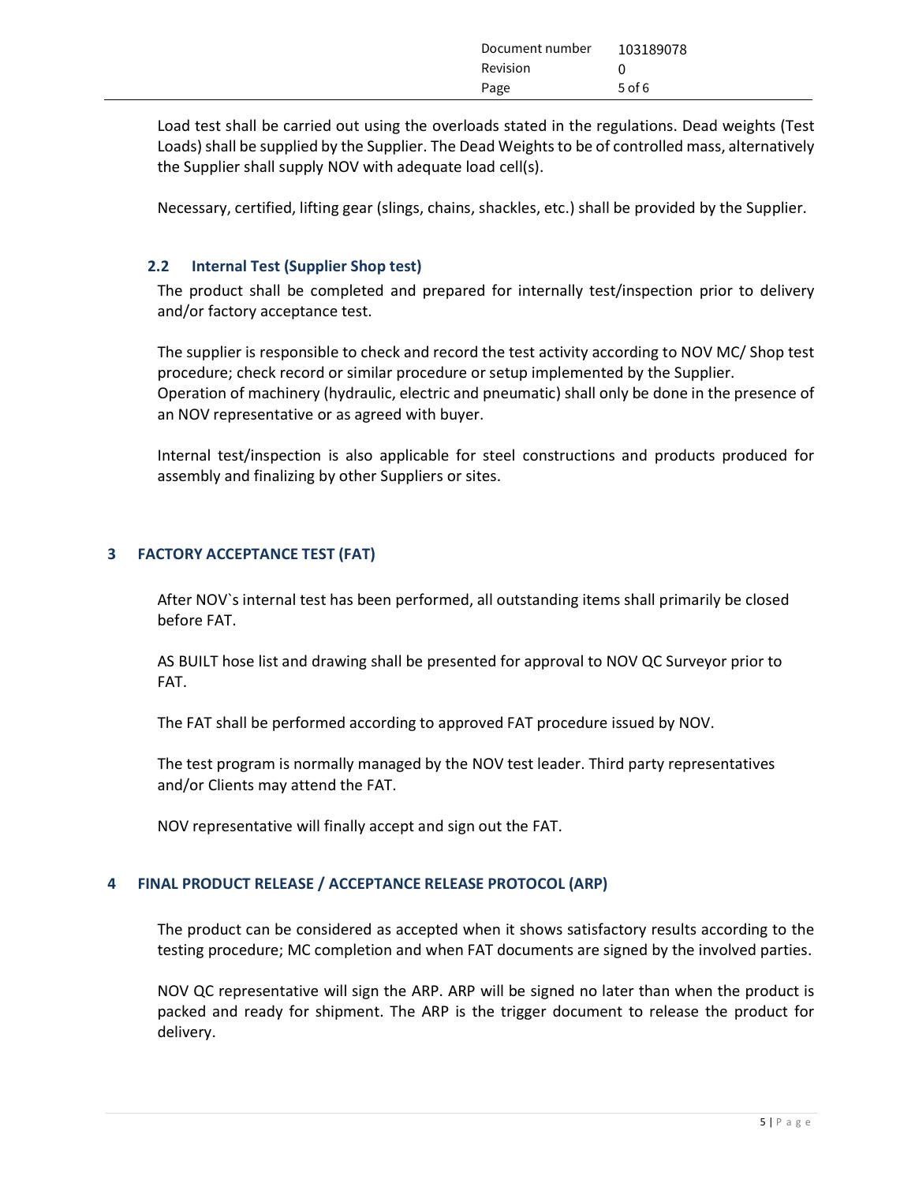Load test shall be carried out using the overloads stated in the regulations. Dead weights (Test Loads) shall be supplied by the Supplier. The Dead Weights to be of controlled mass, alternatively the Supplier shall supply NOV with adequate load cell(s).

Necessary, certified, lifting gear (slings, chains, shackles, etc.) shall be provided by the Supplier.

### 2.2 Internal Test (Supplier Shop test)

The product shall be completed and prepared for internally test/inspection prior to delivery and/or factory acceptance test.

The supplier is responsible to check and record the test activity according to NOV MC/ Shop test procedure; check record or similar procedure or setup implemented by the Supplier.
Operation of machinery (hydraulic, electric and pneumatic) shall only be done in the presence of an NOV representative or as agreed with buyer.

Internal test/inspection is also applicable for steel constructions and products produced for assembly and finalizing by other Suppliers or sites.

## 3 FACTORY ACCEPTANCE TEST (FAT)

After NOV`s internal test has been performed, all outstanding items shall primarily be closed before FAT.

AS BUILT hose list and drawing shall be presented for approval to NOV QC Surveyor prior to FAT.

The FAT shall be performed according to approved FAT procedure issued by NOV.

The test program is normally managed by the NOV test leader. Third party representatives and/or Clients may attend the FAT.

NOV representative will finally accept and sign out the FAT.

## 4 FINAL PRODUCT RELEASE / ACCEPTANCE RELEASE PROTOCOL (ARP)

The product can be considered as accepted when it shows satisfactory results according to the testing procedure; MC completion and when FAT documents are signed by the involved parties.

NOV QC representative will sign the ARP. ARP will be signed no later than when the product is packed and ready for shipment. The ARP is the trigger document to release the product for delivery.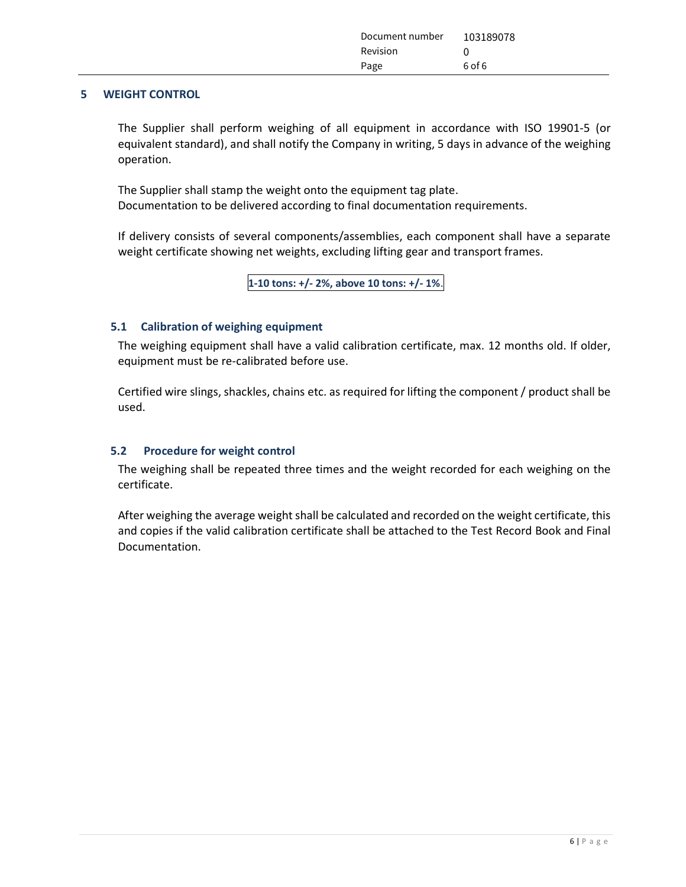## 5 WEIGHT CONTROL

The Supplier shall perform weighing of all equipment in accordance with ISO 19901-5 (or equivalent standard), and shall notify the Company in writing, 5 days in advance of the weighing operation.

The Supplier shall stamp the weight onto the equipment tag plate.
Documentation to be delivered according to final documentation requirements.

If delivery consists of several components/assemblies, each component shall have a separate weight certificate showing net weights, excluding lifting gear and transport frames.

**1-10 tons: +/- 2%, above 10 tons: +/- 1%**.

### 5.1 Calibration of weighing equipment

The weighing equipment shall have a valid calibration certificate, max. 12 months old. If older, equipment must be re-calibrated before use.

Certified wire slings, shackles, chains etc. as required for lifting the component / product shall be used.

### 5.2 Procedure for weight control

The weighing shall be repeated three times and the weight recorded for each weighing on the certificate.

After weighing the average weight shall be calculated and recorded on the weight certificate, this and copies if the valid calibration certificate shall be attached to the Test Record Book and Final Documentation.